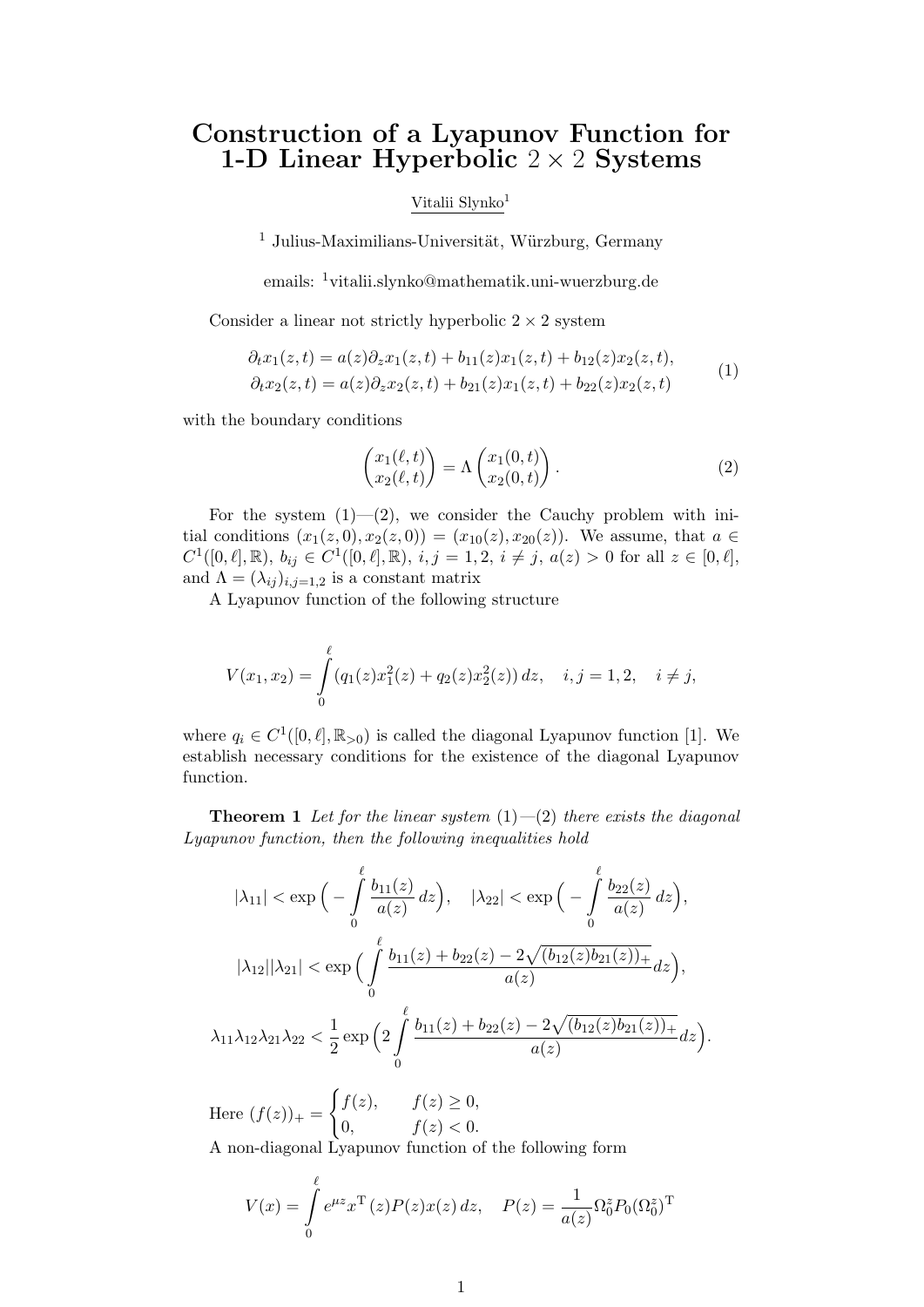# Construction of a Lyapunov Function for 1-D Linear Hyperbolic $2 \times 2$ Systems

Vitalii Slynko[1]

[1] Julius-Maximilians-Universität, Würzburg, Germany

emails: [1]vitalii.slynko@mathematik.uni-wuerzburg.de

Consider a linear not strictly hyperbolic $2 \times 2$ system

$$
\begin{aligned}
\partial_t x_1(z,t) &= a(z)\partial_z x_1(z,t) + b_{11}(z)x_1(z,t) + b_{12}(z)x_2(z,t),\\
\partial_t x_2(z,t) &= a(z)\partial_z x_2(z,t) + b_{21}(z)x_1(z,t) + b_{22}(z)x_2(z,t)
\end{aligned}
\tag{1}
$$

with the boundary conditions

$$
\begin{pmatrix} x_1(\ell,t) \\ x_2(\ell,t) \end{pmatrix} = \Lambda \begin{pmatrix} x_1(0,t) \\ x_2(0,t) \end{pmatrix}. \tag{2}
$$

For the system (1)—(2), we consider the Cauchy problem with initial conditions $(x_1(z,0), x_2(z,0)) = (x_{10}(z), x_{20}(z))$. We assume, that $a \in C^1([0,\ell],\mathbb{R})$, $b_{ij} \in C^1([0,\ell],\mathbb{R})$, $i,j = 1,2$, $i \neq j$, $a(z) > 0$ for all $z \in [0,\ell]$, and $\Lambda = (\lambda_{ij})_{i,j=1,2}$ is a constant matrix

A Lyapunov function of the following structure

$$
V(x_1,x_2) = \int_0^\ell (q_1(z)x_1^2(z) + q_2(z)x_2^2(z))\,dz, \quad i,j = 1,2, \quad i \neq j,
$$

where $q_i \in C^1([0,\ell],\mathbb{R}_{>0})$ is called the diagonal Lyapunov function [1]. We establish necessary conditions for the existence of the diagonal Lyapunov function.

**Theorem 1** *Let for the linear system* (1)—(2) *there exists the diagonal Lyapunov function, then the following inequalities hold*

$$
|\lambda_{11}| < \exp\Big(-\int_0^\ell \frac{b_{11}(z)}{a(z)}\,dz\Big), \quad |\lambda_{22}| < \exp\Big(-\int_0^\ell \frac{b_{22}(z)}{a(z)}\,dz\Big),
$$

$$
|\lambda_{12}||\lambda_{21}| < \exp\Big(\int_0^\ell \frac{b_{11}(z) + b_{22}(z) - 2\sqrt{(b_{12}(z)b_{21}(z))_+}}{a(z)}dz\Big),
$$

$$
\lambda_{11}\lambda_{12}\lambda_{21}\lambda_{22} < \frac{1}{2}\exp\Big(2\int_0^\ell \frac{b_{11}(z) + b_{22}(z) - 2\sqrt{(b_{12}(z)b_{21}(z))_+}}{a(z)}dz\Big).
$$

Here $(f(z))_+ = \begin{cases} f(z), & f(z) \geq 0, \\ 0, & f(z) < 0. \end{cases}$

A non-diagonal Lyapunov function of the following form

$$
V(x) = \int_0^\ell e^{\mu z} x^{\mathrm{T}}(z)P(z)x(z)\,dz, \quad P(z) = \frac{1}{a(z)}\Omega_0^z P_0 (\Omega_0^z)^{\mathrm{T}}
$$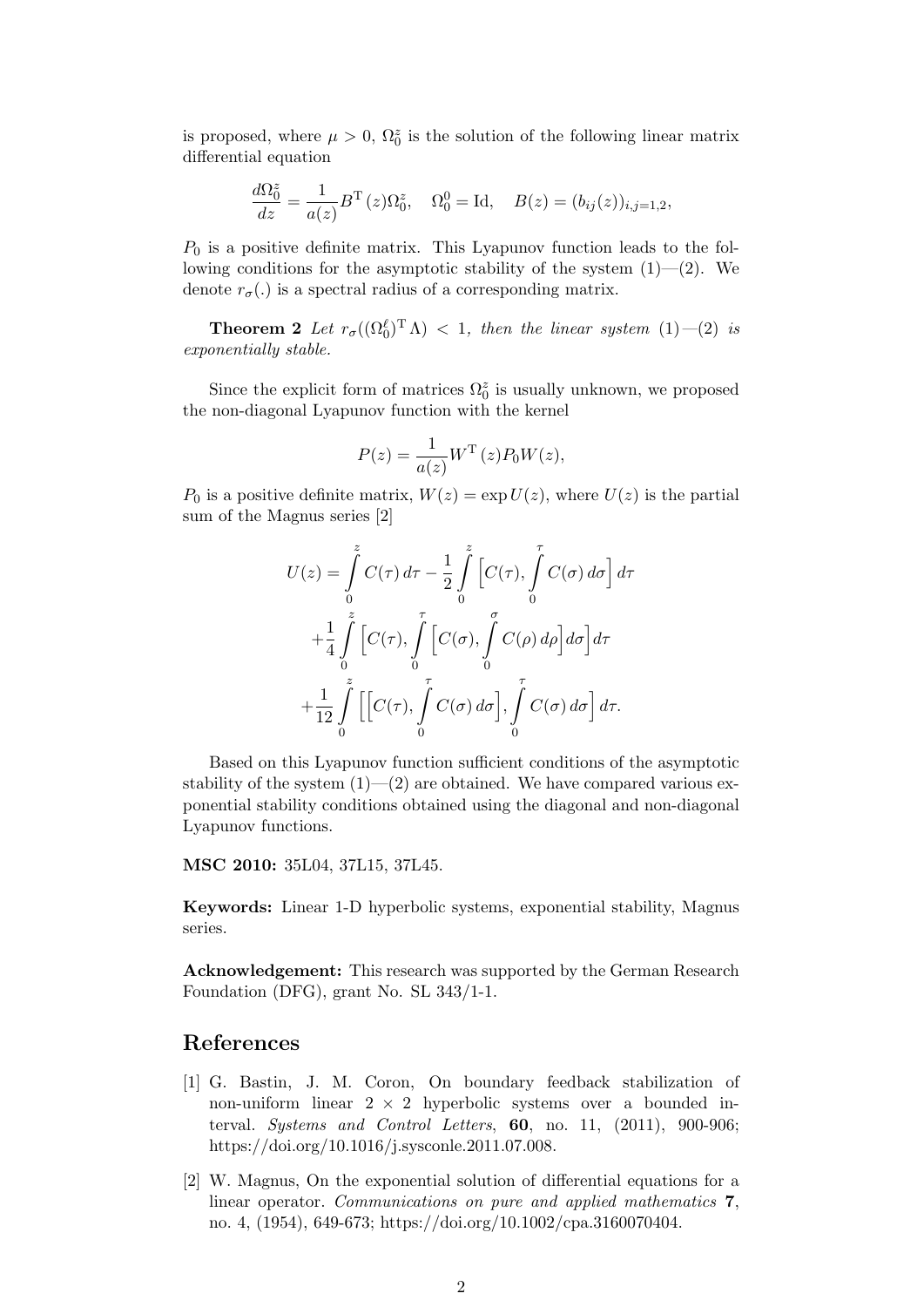is proposed, where $\mu > 0$, $\Omega_0^z$ is the solution of the following linear matrix differential equation

$$\frac{d\Omega_0^z}{dz} = \frac{1}{a(z)} B^{\mathrm{T}}(z)\Omega_0^z, \quad \Omega_0^0 = \mathrm{Id}, \quad B(z) = (b_{ij}(z))_{i,j=1,2},$$

$P_0$ is a positive definite matrix. This Lyapunov function leads to the following conditions for the asymptotic stability of the system (1)—(2). We denote $r_\sigma(.)$ is a spectral radius of a corresponding matrix.

**Theorem 2** *Let $r_\sigma((\Omega_0^\ell)^{\mathrm{T}}\Lambda) < 1$, then the linear system (1)—(2) is exponentially stable.*

Since the explicit form of matrices $\Omega_0^z$ is usually unknown, we proposed the non-diagonal Lyapunov function with the kernel

$$P(z) = \frac{1}{a(z)} W^{\mathrm{T}}(z) P_0 W(z),$$

$P_0$ is a positive definite matrix, $W(z) = \exp U(z)$, where $U(z)$ is the partial sum of the Magnus series [2]

$$\begin{aligned}
U(z) = \int_0^z C(\tau)\,d\tau &- \frac{1}{2}\int_0^z \Big[C(\tau), \int_0^\tau C(\sigma)\,d\sigma\Big]\,d\tau \\
&+ \frac{1}{4}\int_0^z \Big[C(\tau), \int_0^\tau \Big[C(\sigma), \int_0^\sigma C(\rho)\,d\rho\Big]d\sigma\Big]\,d\tau \\
&+ \frac{1}{12}\int_0^z \Big[\Big[C(\tau), \int_0^\tau C(\sigma)\,d\sigma\Big], \int_0^\tau C(\sigma)\,d\sigma\Big]\,d\tau.
\end{aligned}$$

Based on this Lyapunov function sufficient conditions of the asymptotic stability of the system (1)—(2) are obtained. We have compared various exponential stability conditions obtained using the diagonal and non-diagonal Lyapunov functions.

**MSC 2010:** 35L04, 37L15, 37L45.

**Keywords:** Linear 1-D hyperbolic systems, exponential stability, Magnus series.

**Acknowledgement:** This research was supported by the German Research Foundation (DFG), grant No. SL 343/1-1.

## References

[1] G. Bastin, J. M. Coron, On boundary feedback stabilization of non-uniform linear $2 \times 2$ hyperbolic systems over a bounded interval. *Systems and Control Letters*, **60**, no. 11, (2011), 900-906; https://doi.org/10.1016/j.sysconle.2011.07.008.

[2] W. Magnus, On the exponential solution of differential equations for a linear operator. *Communications on pure and applied mathematics* **7**, no. 4, (1954), 649-673; https://doi.org/10.1002/cpa.3160070404.